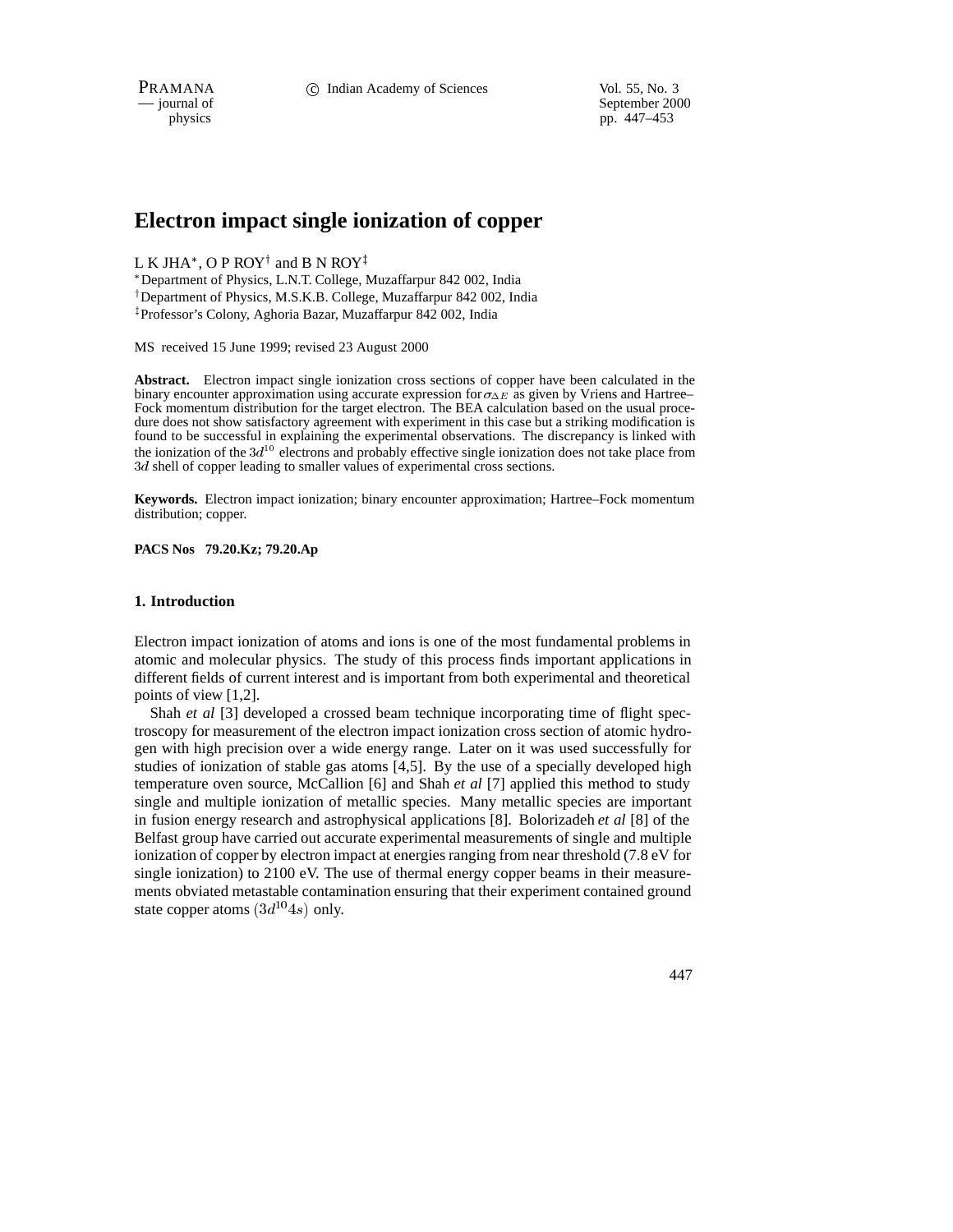# Electron impact single ionization of copper

L K JHA*, O P ROY† and B N ROY‡

*Department of Physics, L.N.T. College, Muzaffarpur 842 002, India

†Department of Physics, M.S.K.B. College, Muzaffarpur 842 002, India

‡Professor's Colony, Aghoria Bazar, Muzaffarpur 842 002, India

MS received 15 June 1999; revised 23 August 2000

**Abstract.** Electron impact single ionization cross sections of copper have been calculated in the binary encounter approximation using accurate expression for $\sigma_{\Delta E}$ as given by Vriens and Hartree–Fock momentum distribution for the target electron. The BEA calculation based on the usual procedure does not show satisfactory agreement with experiment in this case but a striking modification is found to be successful in explaining the experimental observations. The discrepancy is linked with the ionization of the $3d^{10}$ electrons and probably effective single ionization does not take place from $3d$ shell of copper leading to smaller values of experimental cross sections.

**Keywords.** Electron impact ionization; binary encounter approximation; Hartree–Fock momentum distribution; copper.

**PACS Nos 79.20.Kz; 79.20.Ap**

## 1. Introduction

Electron impact ionization of atoms and ions is one of the most fundamental problems in atomic and molecular physics. The study of this process finds important applications in different fields of current interest and is important from both experimental and theoretical points of view [1,2].

Shah *et al* [3] developed a crossed beam technique incorporating time of flight spectroscopy for measurement of the electron impact ionization cross section of atomic hydrogen with high precision over a wide energy range. Later on it was used successfully for studies of ionization of stable gas atoms [4,5]. By the use of a specially developed high temperature oven source, McCallion [6] and Shah *et al* [7] applied this method to study single and multiple ionization of metallic species. Many metallic species are important in fusion energy research and astrophysical applications [8]. Bolorizadeh *et al* [8] of the Belfast group have carried out accurate experimental measurements of single and multiple ionization of copper by electron impact at energies ranging from near threshold (7.8 eV for single ionization) to 2100 eV. The use of thermal energy copper beams in their measurements obviated metastable contamination ensuring that their experiment contained ground state copper atoms $(3d^{10}4s)$ only.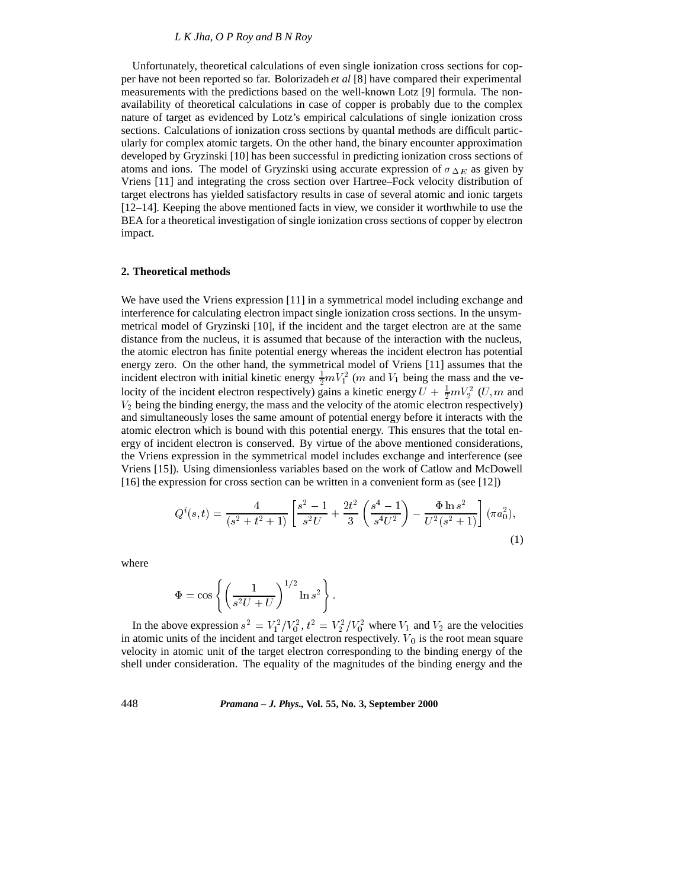Unfortunately, theoretical calculations of even single ionization cross sections for copper have not been reported so far. Bolorizadeh *et al* [8] have compared their experimental measurements with the predictions based on the well-known Lotz [9] formula. The non-availability of theoretical calculations in case of copper is probably due to the complex nature of target as evidenced by Lotz's empirical calculations of single ionization cross sections. Calculations of ionization cross sections by quantal methods are difficult particularly for complex atomic targets. On the other hand, the binary encounter approximation developed by Gryzinski [10] has been successful in predicting ionization cross sections of atoms and ions. The model of Gryzinski using accurate expression of $\sigma_{\Delta E}$ as given by Vriens [11] and integrating the cross section over Hartree–Fock velocity distribution of target electrons has yielded satisfactory results in case of several atomic and ionic targets [12–14]. Keeping the above mentioned facts in view, we consider it worthwhile to use the BEA for a theoretical investigation of single ionization cross sections of copper by electron impact.

## 2. Theoretical methods

We have used the Vriens expression [11] in a symmetrical model including exchange and interference for calculating electron impact single ionization cross sections. In the unsymmetrical model of Gryzinski [10], if the incident and the target electron are at the same distance from the nucleus, it is assumed that because of the interaction with the nucleus, the atomic electron has finite potential energy whereas the incident electron has potential energy zero. On the other hand, the symmetrical model of Vriens [11] assumes that the incident electron with initial kinetic energy $\frac{1}{2}mV_1^2$ ($m$ and $V_1$ being the mass and the velocity of the incident electron respectively) gains a kinetic energy $U + \frac{1}{2}mV_2^2$ ($U, m$ and $V_2$ being the binding energy, the mass and the velocity of the atomic electron respectively) and simultaneously loses the same amount of potential energy before it interacts with the atomic electron which is bound with this potential energy. This ensures that the total energy of incident electron is conserved. By virtue of the above mentioned considerations, the Vriens expression in the symmetrical model includes exchange and interference (see Vriens [15]). Using dimensionless variables based on the work of Catlow and McDowell [16] the expression for cross section can be written in a convenient form as (see [12])

$$Q^i(s,t) = \frac{4}{(s^2+t^2+1)}\left[\frac{s^2-1}{s^2U} + \frac{2t^2}{3}\left(\frac{s^4-1}{s^4U^2}\right) - \frac{\Phi \ln s^2}{U^2(s^2+1)}\right](\pi a_0^2), \tag{1}$$

where

$$\Phi = \cos\left\{\left(\frac{1}{s^2U+U}\right)^{1/2}\ln s^2\right\}.$$

In the above expression $s^2 = V_1^2/V_0^2$, $t^2 = V_2^2/V_0^2$ where $V_1$ and $V_2$ are the velocities in atomic units of the incident and target electron respectively. $V_0$ is the root mean square velocity in atomic unit of the target electron corresponding to the binding energy of the shell under consideration. The equality of the magnitudes of the binding energy and the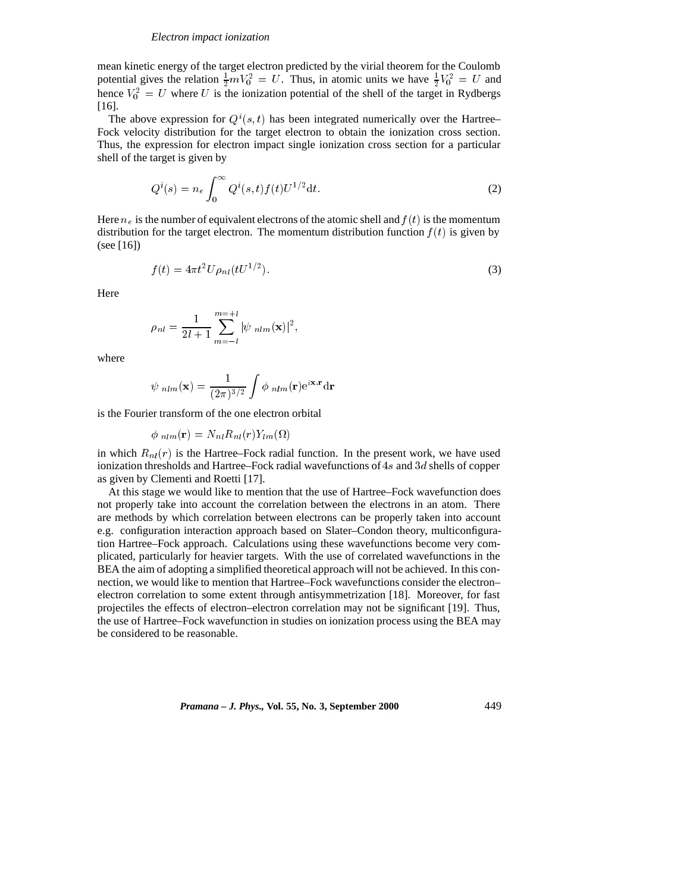mean kinetic energy of the target electron predicted by the virial theorem for the Coulomb potential gives the relation $\frac{1}{2}mV_0^2 = U$. Thus, in atomic units we have $\frac{1}{2}V_0^2 = U$ and hence $V_0^2 = U$ where $U$ is the ionization potential of the shell of the target in Rydbergs [16].

The above expression for $Q^i(s,t)$ has been integrated numerically over the Hartree–Fock velocity distribution for the target electron to obtain the ionization cross section. Thus, the expression for electron impact single ionization cross section for a particular shell of the target is given by

$$Q^i(s) = n_e \int_0^\infty Q^i(s,t) f(t) U^{1/2} \mathrm{d}t. \tag{2}$$

Here $n_e$ is the number of equivalent electrons of the atomic shell and $f(t)$ is the momentum distribution for the target electron. The momentum distribution function $f(t)$ is given by (see [16])

$$f(t) = 4\pi t^2 U \rho_{nl}(tU^{1/2}). \tag{3}$$

Here

$$\rho_{nl} = \frac{1}{2l+1} \sum_{m=-l}^{m=+l} |\psi_{\ nlm}(\mathbf{x})|^2,$$

where

$$\psi_{\ nlm}(\mathbf{x}) = \frac{1}{(2\pi)^{3/2}} \int \phi_{\ nlm}(\mathbf{r}) \mathrm{e}^{i\mathbf{x}.\mathbf{r}} \mathrm{d}\mathbf{r}$$

is the Fourier transform of the one electron orbital

$$\phi_{\ nlm}(\mathbf{r}) = N_{nl} R_{nl}(r) Y_{lm}(\Omega)$$

in which $R_{nl}(r)$ is the Hartree–Fock radial function. In the present work, we have used ionization thresholds and Hartree–Fock radial wavefunctions of $4s$ and $3d$ shells of copper as given by Clementi and Roetti [17].

At this stage we would like to mention that the use of Hartree–Fock wavefunction does not properly take into account the correlation between the electrons in an atom. There are methods by which correlation between electrons can be properly taken into account e.g. configuration interaction approach based on Slater–Condon theory, multiconfiguration Hartree–Fock approach. Calculations using these wavefunctions become very complicated, particularly for heavier targets. With the use of correlated wavefunctions in the BEA the aim of adopting a simplified theoretical approach will not be achieved. In this connection, we would like to mention that Hartree–Fock wavefunctions consider the electron–electron correlation to some extent through antisymmetrization [18]. Moreover, for fast projectiles the effects of electron–electron correlation may not be significant [19]. Thus, the use of Hartree–Fock wavefunction in studies on ionization process using the BEA may be considered to be reasonable.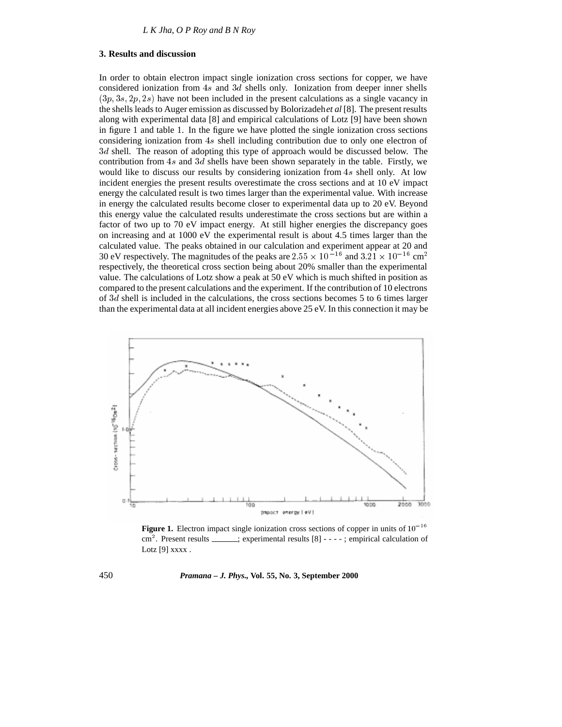## 3. Results and discussion

In order to obtain electron impact single ionization cross sections for copper, we have considered ionization from $4s$ and $3d$ shells only. Ionization from deeper inner shells $(3p, 3s, 2p, 2s)$ have not been included in the present calculations as a single vacancy in the shells leads to Auger emission as discussed by Bolorizadeh *et al* [8]. The present results along with experimental data [8] and empirical calculations of Lotz [9] have been shown in figure 1 and table 1. In the figure we have plotted the single ionization cross sections considering ionization from $4s$ shell including contribution due to only one electron of $3d$ shell. The reason of adopting this type of approach would be discussed below. The contribution from $4s$ and $3d$ shells have been shown separately in the table. Firstly, we would like to discuss our results by considering ionization from $4s$ shell only. At low incident energies the present results overestimate the cross sections and at 10 eV impact energy the calculated result is two times larger than the experimental value. With increase in energy the calculated results become closer to experimental data up to 20 eV. Beyond this energy value the calculated results underestimate the cross sections but are within a factor of two up to 70 eV impact energy. At still higher energies the discrepancy goes on increasing and at 1000 eV the experimental result is about 4.5 times larger than the calculated value. The peaks obtained in our calculation and experiment appear at 20 and 30 eV respectively. The magnitudes of the peaks are $2.55 \times 10^{-16}$ and $3.21 \times 10^{-16}$ cm$^2$ respectively, the theoretical cross section being about 20% smaller than the experimental value. The calculations of Lotz show a peak at 50 eV which is much shifted in position as compared to the present calculations and the experiment. If the contribution of 10 electrons of $3d$ shell is included in the calculations, the cross sections becomes 5 to 6 times larger than the experimental data at all incident energies above 25 eV. In this connection it may be

**Figure 1.** Electron impact single ionization cross sections of copper in units of $10^{-16}$ cm$^2$. Present results ______; experimental results [8] - - - - ; empirical calculation of Lotz [9] xxxx .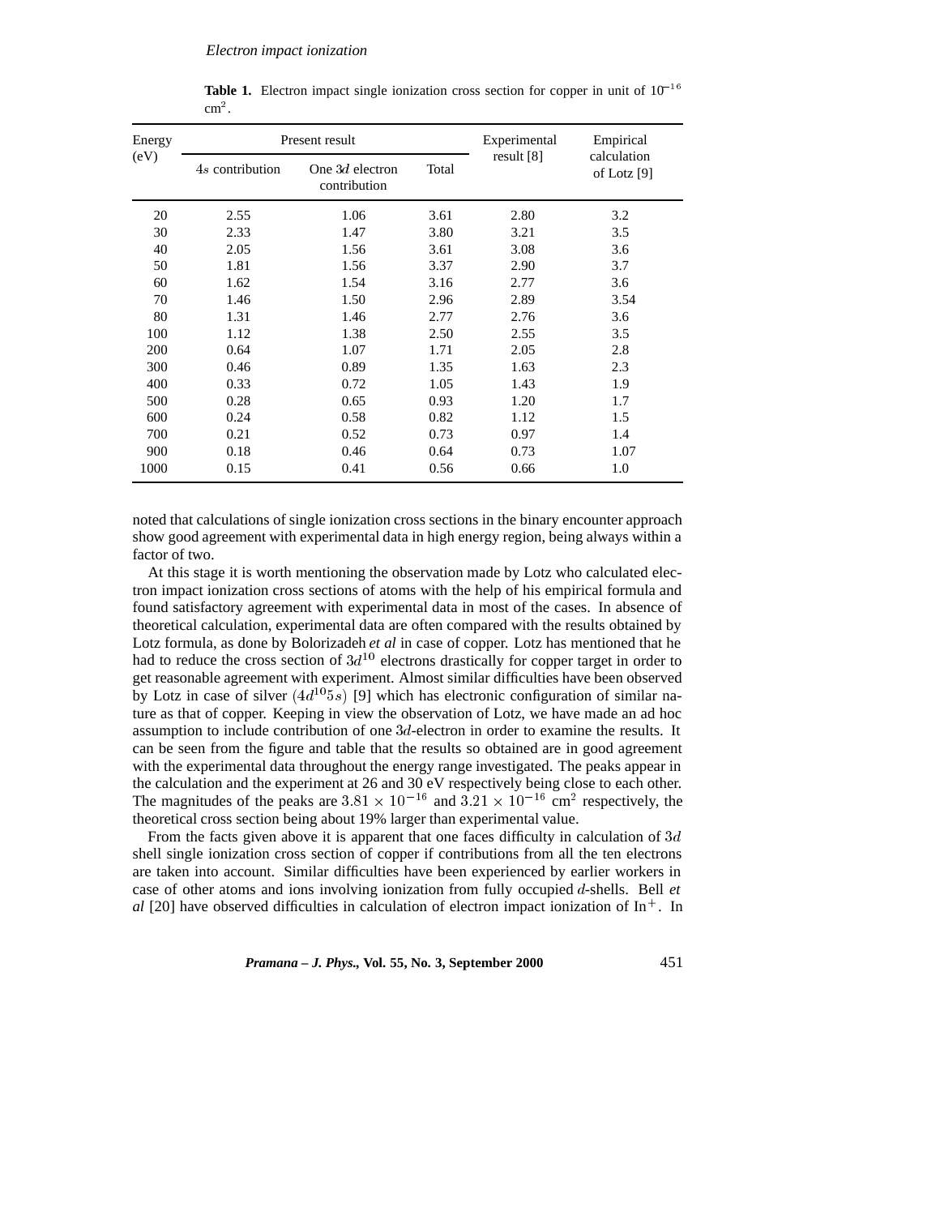**Table 1.** Electron impact single ionization cross section for copper in unit of $10^{-16}$ cm$^2$.

| Energy (eV) | Present result | | | Experimental result [8] | Empirical calculation of Lotz [9] |
|---|---|---|---|---|---|
| | $4s$ contribution | One $3d$ electron contribution | Total | | |
| 20 | 2.55 | 1.06 | 3.61 | 2.80 | 3.2 |
| 30 | 2.33 | 1.47 | 3.80 | 3.21 | 3.5 |
| 40 | 2.05 | 1.56 | 3.61 | 3.08 | 3.6 |
| 50 | 1.81 | 1.56 | 3.37 | 2.90 | 3.7 |
| 60 | 1.62 | 1.54 | 3.16 | 2.77 | 3.6 |
| 70 | 1.46 | 1.50 | 2.96 | 2.89 | 3.54 |
| 80 | 1.31 | 1.46 | 2.77 | 2.76 | 3.6 |
| 100 | 1.12 | 1.38 | 2.50 | 2.55 | 3.5 |
| 200 | 0.64 | 1.07 | 1.71 | 2.05 | 2.8 |
| 300 | 0.46 | 0.89 | 1.35 | 1.63 | 2.3 |
| 400 | 0.33 | 0.72 | 1.05 | 1.43 | 1.9 |
| 500 | 0.28 | 0.65 | 0.93 | 1.20 | 1.7 |
| 600 | 0.24 | 0.58 | 0.82 | 1.12 | 1.5 |
| 700 | 0.21 | 0.52 | 0.73 | 0.97 | 1.4 |
| 900 | 0.18 | 0.46 | 0.64 | 0.73 | 1.07 |
| 1000 | 0.15 | 0.41 | 0.56 | 0.66 | 1.0 |

noted that calculations of single ionization cross sections in the binary encounter approach show good agreement with experimental data in high energy region, being always within a factor of two.

At this stage it is worth mentioning the observation made by Lotz who calculated electron impact ionization cross sections of atoms with the help of his empirical formula and found satisfactory agreement with experimental data in most of the cases. In absence of theoretical calculation, experimental data are often compared with the results obtained by Lotz formula, as done by Bolorizadeh *et al* in case of copper. Lotz has mentioned that he had to reduce the cross section of $3d^{10}$ electrons drastically for copper target in order to get reasonable agreement with experiment. Almost similar difficulties have been observed by Lotz in case of silver $(4d^{10}5s)$ [9] which has electronic configuration of similar nature as that of copper. Keeping in view the observation of Lotz, we have made an ad hoc assumption to include contribution of one $3d$-electron in order to examine the results. It can be seen from the figure and table that the results so obtained are in good agreement with the experimental data throughout the energy range investigated. The peaks appear in the calculation and the experiment at 26 and 30 eV respectively being close to each other. The magnitudes of the peaks are $3.81 \times 10^{-16}$ and $3.21 \times 10^{-16}$ cm$^2$ respectively, the theoretical cross section being about 19% larger than experimental value.

From the facts given above it is apparent that one faces difficulty in calculation of $3d$ shell single ionization cross section of copper if contributions from all the ten electrons are taken into account. Similar difficulties have been experienced by earlier workers in case of other atoms and ions involving ionization from fully occupied $d$-shells. Bell *et al* [20] have observed difficulties in calculation of electron impact ionization of $In^+$. In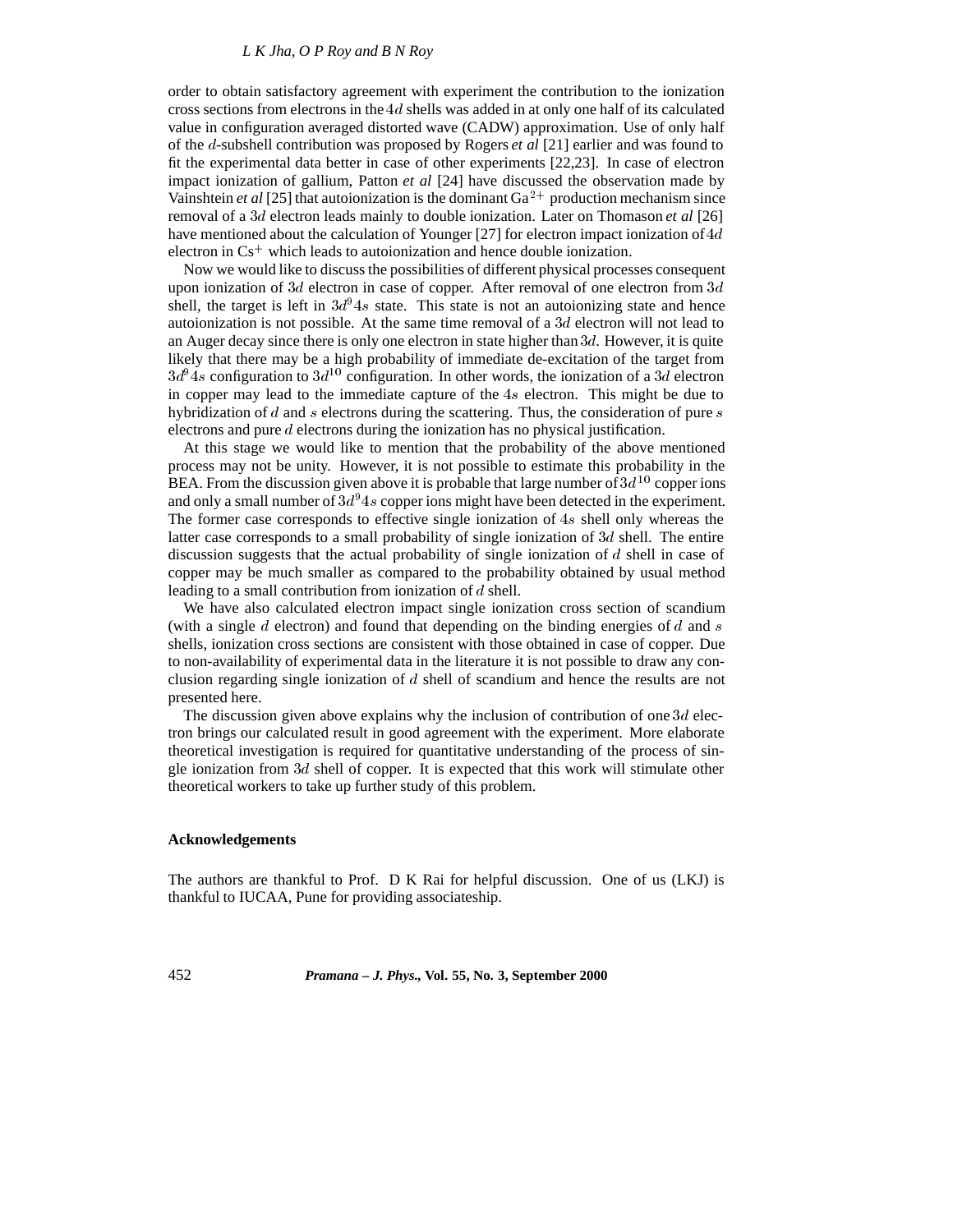order to obtain satisfactory agreement with experiment the contribution to the ionization cross sections from electrons in the $4d$ shells was added in at only one half of its calculated value in configuration averaged distorted wave (CADW) approximation. Use of only half of the $d$-subshell contribution was proposed by Rogers *et al* [21] earlier and was found to fit the experimental data better in case of other experiments [22,23]. In case of electron impact ionization of gallium, Patton *et al* [24] have discussed the observation made by Vainshtein *et al* [25] that autoionization is the dominant $Ga^{2+}$ production mechanism since removal of a $3d$ electron leads mainly to double ionization. Later on Thomason *et al* [26] have mentioned about the calculation of Younger [27] for electron impact ionization of $4d$ electron in $Cs^{+}$ which leads to autoionization and hence double ionization.

Now we would like to discuss the possibilities of different physical processes consequent upon ionization of $3d$ electron in case of copper. After removal of one electron from $3d$ shell, the target is left in $3d^9 4s$ state. This state is not an autoionizing state and hence autoionization is not possible. At the same time removal of a $3d$ electron will not lead to an Auger decay since there is only one electron in state higher than $3d$. However, it is quite likely that there may be a high probability of immediate de-excitation of the target from $3d^9 4s$ configuration to $3d^{10}$ configuration. In other words, the ionization of a $3d$ electron in copper may lead to the immediate capture of the $4s$ electron. This might be due to hybridization of $d$ and $s$ electrons during the scattering. Thus, the consideration of pure $s$ electrons and pure $d$ electrons during the ionization has no physical justification.

At this stage we would like to mention that the probability of the above mentioned process may not be unity. However, it is not possible to estimate this probability in the BEA. From the discussion given above it is probable that large number of $3d^{10}$ copper ions and only a small number of $3d^9 4s$ copper ions might have been detected in the experiment. The former case corresponds to effective single ionization of $4s$ shell only whereas the latter case corresponds to a small probability of single ionization of $3d$ shell. The entire discussion suggests that the actual probability of single ionization of $d$ shell in case of copper may be much smaller as compared to the probability obtained by usual method leading to a small contribution from ionization of $d$ shell.

We have also calculated electron impact single ionization cross section of scandium (with a single $d$ electron) and found that depending on the binding energies of $d$ and $s$ shells, ionization cross sections are consistent with those obtained in case of copper. Due to non-availability of experimental data in the literature it is not possible to draw any conclusion regarding single ionization of $d$ shell of scandium and hence the results are not presented here.

The discussion given above explains why the inclusion of contribution of one $3d$ electron brings our calculated result in good agreement with the experiment. More elaborate theoretical investigation is required for quantitative understanding of the process of single ionization from $3d$ shell of copper. It is expected that this work will stimulate other theoretical workers to take up further study of this problem.

### Acknowledgements

The authors are thankful to Prof. D K Rai for helpful discussion. One of us (LKJ) is thankful to IUCAA, Pune for providing associateship.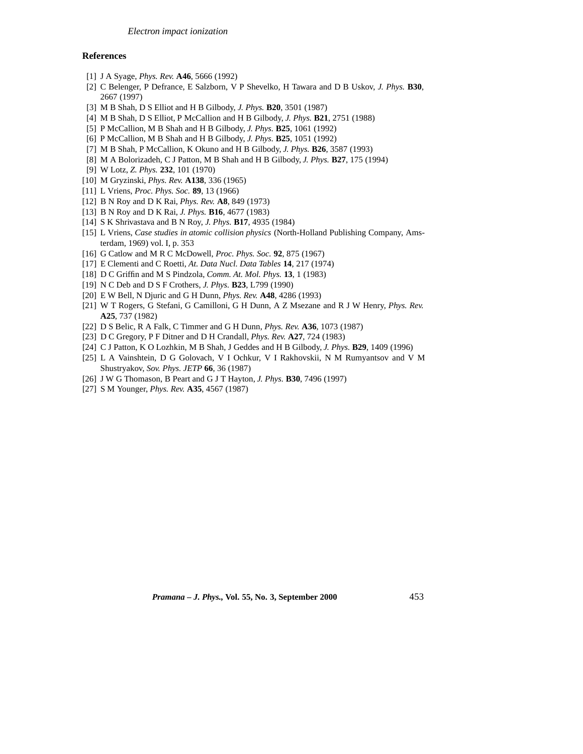## References

[1] J A Syage, *Phys. Rev.* **A46**, 5666 (1992)
[2] C Belenger, P Defrance, E Salzborn, V P Shevelko, H Tawara and D B Uskov, *J. Phys.* **B30**, 2667 (1997)
[3] M B Shah, D S Elliot and H B Gilbody, *J. Phys.* **B20**, 3501 (1987)
[4] M B Shah, D S Elliot, P McCallion and H B Gilbody, *J. Phys.* **B21**, 2751 (1988)
[5] P McCallion, M B Shah and H B Gilbody, *J. Phys.* **B25**, 1061 (1992)
[6] P McCallion, M B Shah and H B Gilbody, *J. Phys.* **B25**, 1051 (1992)
[7] M B Shah, P McCallion, K Okuno and H B Gilbody, *J. Phys.* **B26**, 3587 (1993)
[8] M A Bolorizadeh, C J Patton, M B Shah and H B Gilbody, *J. Phys.* **B27**, 175 (1994)
[9] W Lotz, *Z. Phys.* **232**, 101 (1970)
[10] M Gryzinski, *Phys. Rev.* **A138**, 336 (1965)
[11] L Vriens, *Proc. Phys. Soc.* **89**, 13 (1966)
[12] B N Roy and D K Rai, *Phys. Rev.* **A8**, 849 (1973)
[13] B N Roy and D K Rai, *J. Phys.* **B16**, 4677 (1983)
[14] S K Shrivastava and B N Roy, *J. Phys.* **B17**, 4935 (1984)
[15] L Vriens, *Case studies in atomic collision physics* (North-Holland Publishing Company, Amsterdam, 1969) vol. I, p. 353
[16] G Catlow and M R C McDowell, *Proc. Phys. Soc.* **92**, 875 (1967)
[17] E Clementi and C Roetti, *At. Data Nucl. Data Tables* **14**, 217 (1974)
[18] D C Griffin and M S Pindzola, *Comm. At. Mol. Phys.* **13**, 1 (1983)
[19] N C Deb and D S F Crothers, *J. Phys.* **B23**, L799 (1990)
[20] E W Bell, N Djuric and G H Dunn, *Phys. Rev.* **A48**, 4286 (1993)
[21] W T Rogers, G Stefani, G Camilloni, G H Dunn, A Z Msezane and R J W Henry, *Phys. Rev.* **A25**, 737 (1982)
[22] D S Belic, R A Falk, C Timmer and G H Dunn, *Phys. Rev.* **A36**, 1073 (1987)
[23] D C Gregory, P F Ditner and D H Crandall, *Phys. Rev.* **A27**, 724 (1983)
[24] C J Patton, K O Lozhkin, M B Shah, J Geddes and H B Gilbody, *J. Phys.* **B29**, 1409 (1996)
[25] L A Vainshtein, D G Golovach, V I Ochkur, V I Rakhovskii, N M Rumyantsov and V M Shustryakov, *Sov. Phys. JETP* **66**, 36 (1987)
[26] J W G Thomason, B Peart and G J T Hayton, *J. Phys.* **B30**, 7496 (1997)
[27] S M Younger, *Phys. Rev.* **A35**, 4567 (1987)